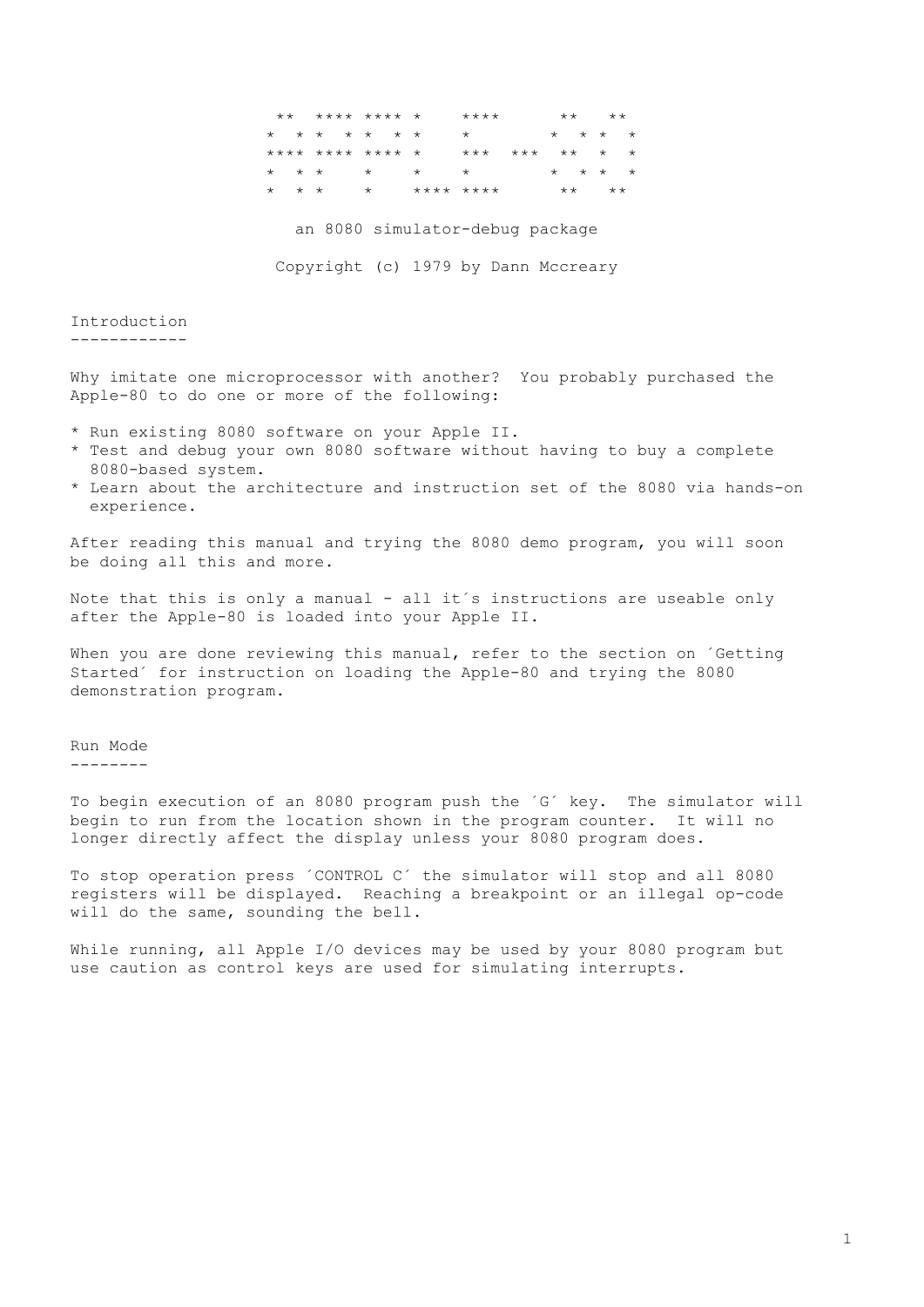```
 **  **** **** *     ****       **   **
*  * *  * *  * *     *         *  * *  *
**** **** **** *     ***  ***  **  *  *
*  * *    *    *     *         *  * *  *
*  * *    *    **** ****       **   **
```

an 8080 simulator-debug package

Copyright (c) 1979 by Dann Mccreary

## Introduction

Why imitate one microprocessor with another? You probably purchased the Apple-80 to do one or more of the following:

* Run existing 8080 software on your Apple II.
* Test and debug your own 8080 software without having to buy a complete 8080-based system.
* Learn about the architecture and instruction set of the 8080 via hands-on experience.

After reading this manual and trying the 8080 demo program, you will soon be doing all this and more.

Note that this is only a manual - all it´s instructions are useable only after the Apple-80 is loaded into your Apple II.

When you are done reviewing this manual, refer to the section on ´Getting Started´ for instruction on loading the Apple-80 and trying the 8080 demonstration program.

## Run Mode

To begin execution of an 8080 program push the ´G´ key. The simulator will begin to run from the location shown in the program counter. It will no longer directly affect the display unless your 8080 program does.

To stop operation press ´CONTROL C´ the simulator will stop and all 8080 registers will be displayed. Reaching a breakpoint or an illegal op-code will do the same, sounding the bell.

While running, all Apple I/O devices may be used by your 8080 program but use caution as control keys are used for simulating interrupts.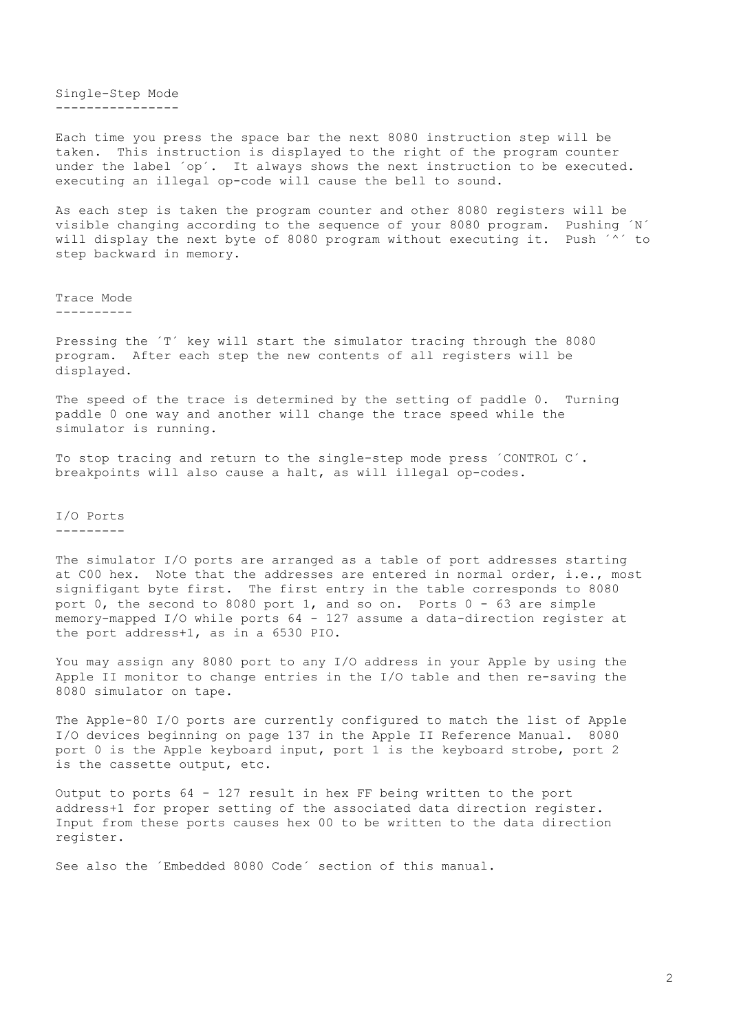## Single-Step Mode

Each time you press the space bar the next 8080 instruction step will be taken. This instruction is displayed to the right of the program counter under the label ´op´. It always shows the next instruction to be executed. executing an illegal op-code will cause the bell to sound.

As each step is taken the program counter and other 8080 registers will be visible changing according to the sequence of your 8080 program. Pushing ´N´ will display the next byte of 8080 program without executing it. Push ´^´ to step backward in memory.

## Trace Mode

Pressing the ´T´ key will start the simulator tracing through the 8080 program. After each step the new contents of all registers will be displayed.

The speed of the trace is determined by the setting of paddle 0. Turning paddle 0 one way and another will change the trace speed while the simulator is running.

To stop tracing and return to the single-step mode press ´CONTROL C´. breakpoints will also cause a halt, as will illegal op-codes.

## I/O Ports

The simulator I/O ports are arranged as a table of port addresses starting at C00 hex. Note that the addresses are entered in normal order, i.e., most signifigant byte first. The first entry in the table corresponds to 8080 port 0, the second to 8080 port 1, and so on. Ports 0 - 63 are simple memory-mapped I/O while ports 64 - 127 assume a data-direction register at the port address+1, as in a 6530 PIO.

You may assign any 8080 port to any I/O address in your Apple by using the Apple II monitor to change entries in the I/O table and then re-saving the 8080 simulator on tape.

The Apple-80 I/O ports are currently configured to match the list of Apple I/O devices beginning on page 137 in the Apple II Reference Manual. 8080 port 0 is the Apple keyboard input, port 1 is the keyboard strobe, port 2 is the cassette output, etc.

Output to ports 64 - 127 result in hex FF being written to the port address+1 for proper setting of the associated data direction register. Input from these ports causes hex 00 to be written to the data direction register.

See also the ´Embedded 8080 Code´ section of this manual.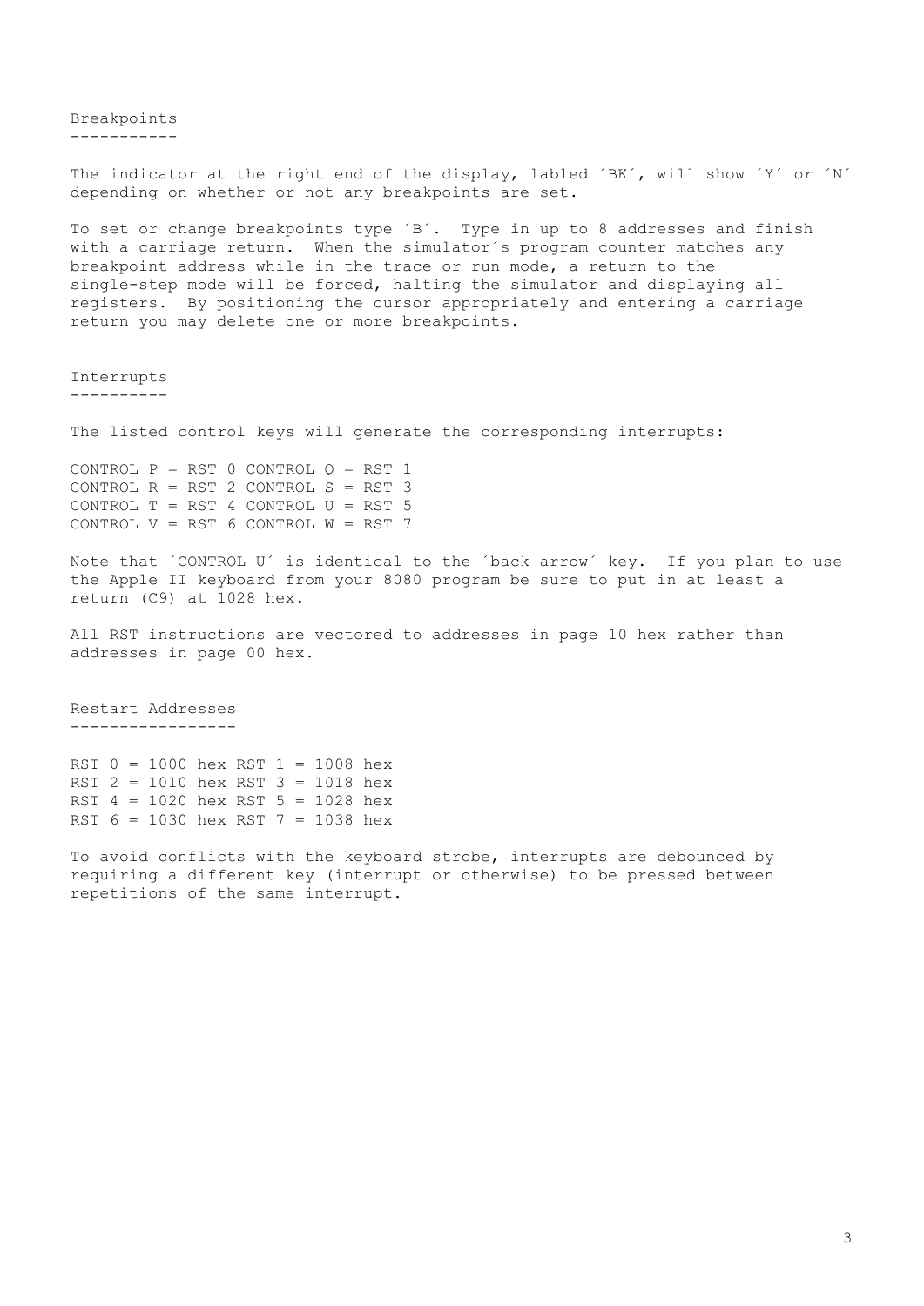## Breakpoints

The indicator at the right end of the display, labled ´BK´, will show ´Y´ or ´N´ depending on whether or not any breakpoints are set.

To set or change breakpoints type ´B´. Type in up to 8 addresses and finish with a carriage return. When the simulator´s program counter matches any breakpoint address while in the trace or run mode, a return to the single-step mode will be forced, halting the simulator and displaying all registers. By positioning the cursor appropriately and entering a carriage return you may delete one or more breakpoints.

## Interrupts

The listed control keys will generate the corresponding interrupts:

```
CONTROL P = RST 0 CONTROL Q = RST 1
CONTROL R = RST 2 CONTROL S = RST 3
CONTROL T = RST 4 CONTROL U = RST 5
CONTROL V = RST 6 CONTROL W = RST 7
```

Note that ´CONTROL U´ is identical to the ´back arrow´ key. If you plan to use the Apple II keyboard from your 8080 program be sure to put in at least a return (C9) at 1028 hex.

All RST instructions are vectored to addresses in page 10 hex rather than addresses in page 00 hex.

## Restart Addresses

```
RST 0 = 1000 hex RST 1 = 1008 hex
RST 2 = 1010 hex RST 3 = 1018 hex
RST 4 = 1020 hex RST 5 = 1028 hex
RST 6 = 1030 hex RST 7 = 1038 hex
```

To avoid conflicts with the keyboard strobe, interrupts are debounced by requiring a different key (interrupt or otherwise) to be pressed between repetitions of the same interrupt.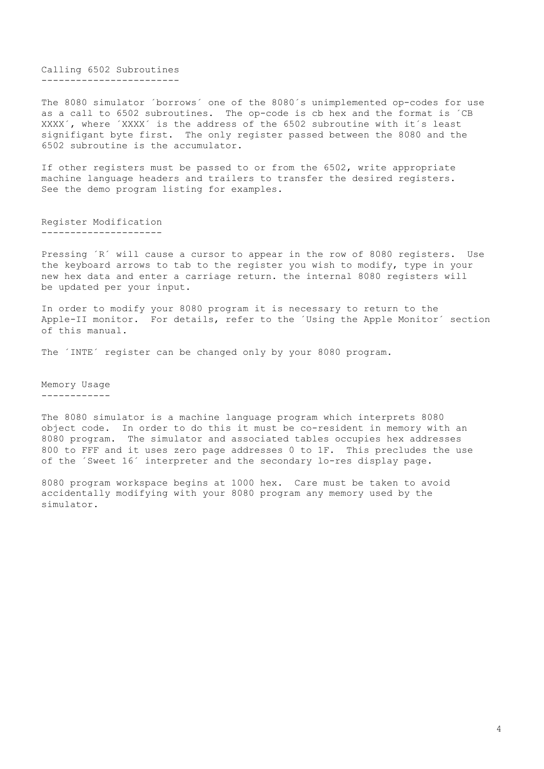## Calling 6502 Subroutines

The 8080 simulator ´borrows´ one of the 8080´s unimplemented op-codes for use as a call to 6502 subroutines. The op-code is cb hex and the format is ´CB XXXX´, where ´XXXX´ is the address of the 6502 subroutine with it´s least signifigant byte first. The only register passed between the 8080 and the 6502 subroutine is the accumulator.

If other registers must be passed to or from the 6502, write appropriate machine language headers and trailers to transfer the desired registers. See the demo program listing for examples.

## Register Modification

Pressing ´R´ will cause a cursor to appear in the row of 8080 registers. Use the keyboard arrows to tab to the register you wish to modify, type in your new hex data and enter a carriage return. the internal 8080 registers will be updated per your input.

In order to modify your 8080 program it is necessary to return to the Apple-II monitor. For details, refer to the ´Using the Apple Monitor´ section of this manual.

The ´INTE´ register can be changed only by your 8080 program.

## Memory Usage

The 8080 simulator is a machine language program which interprets 8080 object code. In order to do this it must be co-resident in memory with an 8080 program. The simulator and associated tables occupies hex addresses 800 to FFF and it uses zero page addresses 0 to 1F. This precludes the use of the ´Sweet 16´ interpreter and the secondary lo-res display page.

8080 program workspace begins at 1000 hex. Care must be taken to avoid accidentally modifying with your 8080 program any memory used by the simulator.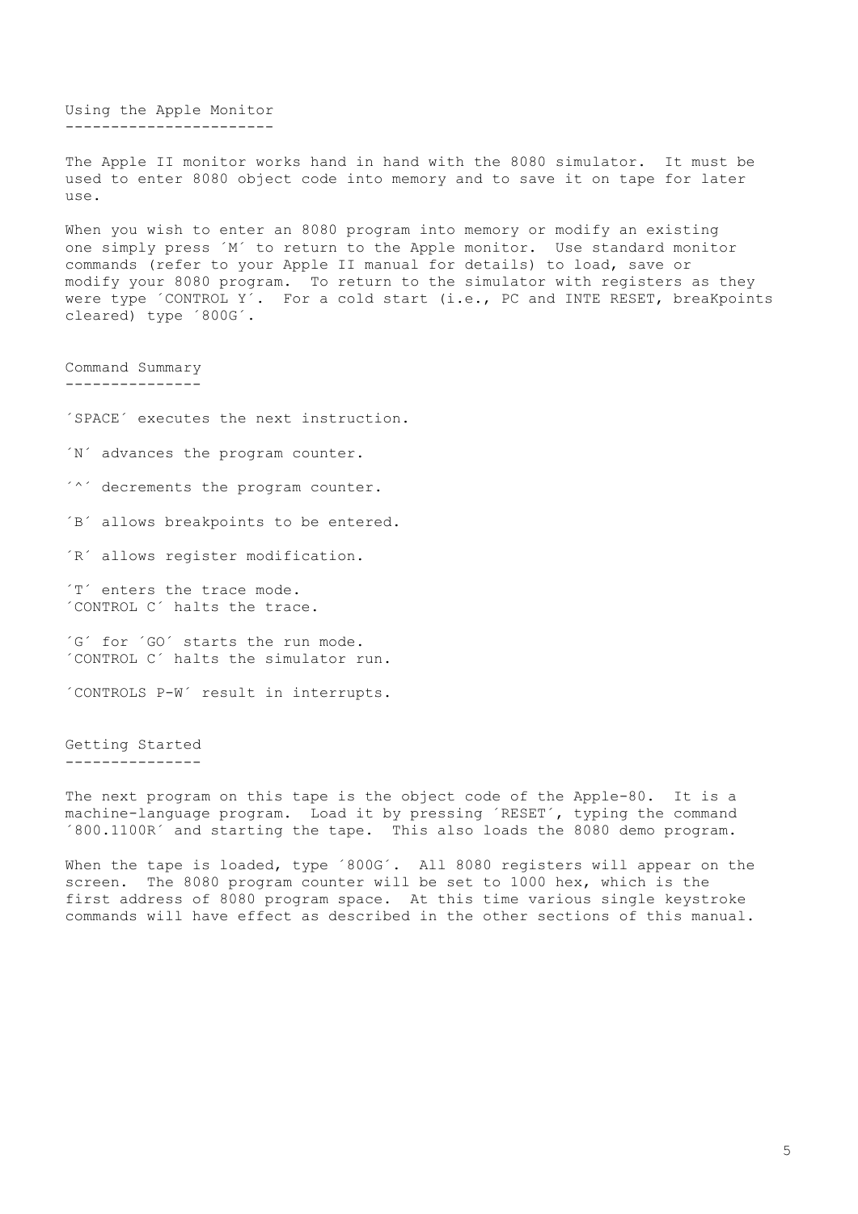## Using the Apple Monitor

The Apple II monitor works hand in hand with the 8080 simulator. It must be used to enter 8080 object code into memory and to save it on tape for later use.

When you wish to enter an 8080 program into memory or modify an existing one simply press ´M´ to return to the Apple monitor. Use standard monitor commands (refer to your Apple II manual for details) to load, save or modify your 8080 program. To return to the simulator with registers as they were type ´CONTROL Y´. For a cold start (i.e., PC and INTE RESET, breaKpoints cleared) type ´800G´.

## Command Summary

´SPACE´ executes the next instruction.

´N´ advances the program counter.

´^´ decrements the program counter.

´B´ allows breakpoints to be entered.

´R´ allows register modification.

´T´ enters the trace mode.
´CONTROL C´ halts the trace.

´G´ for ´GO´ starts the run mode.
´CONTROL C´ halts the simulator run.

´CONTROLS P-W´ result in interrupts.

## Getting Started

The next program on this tape is the object code of the Apple-80. It is a machine-language program. Load it by pressing ´RESET´, typing the command ´800.1100R´ and starting the tape. This also loads the 8080 demo program.

When the tape is loaded, type ´800G´. All 8080 registers will appear on the screen. The 8080 program counter will be set to 1000 hex, which is the first address of 8080 program space. At this time various single keystroke commands will have effect as described in the other sections of this manual.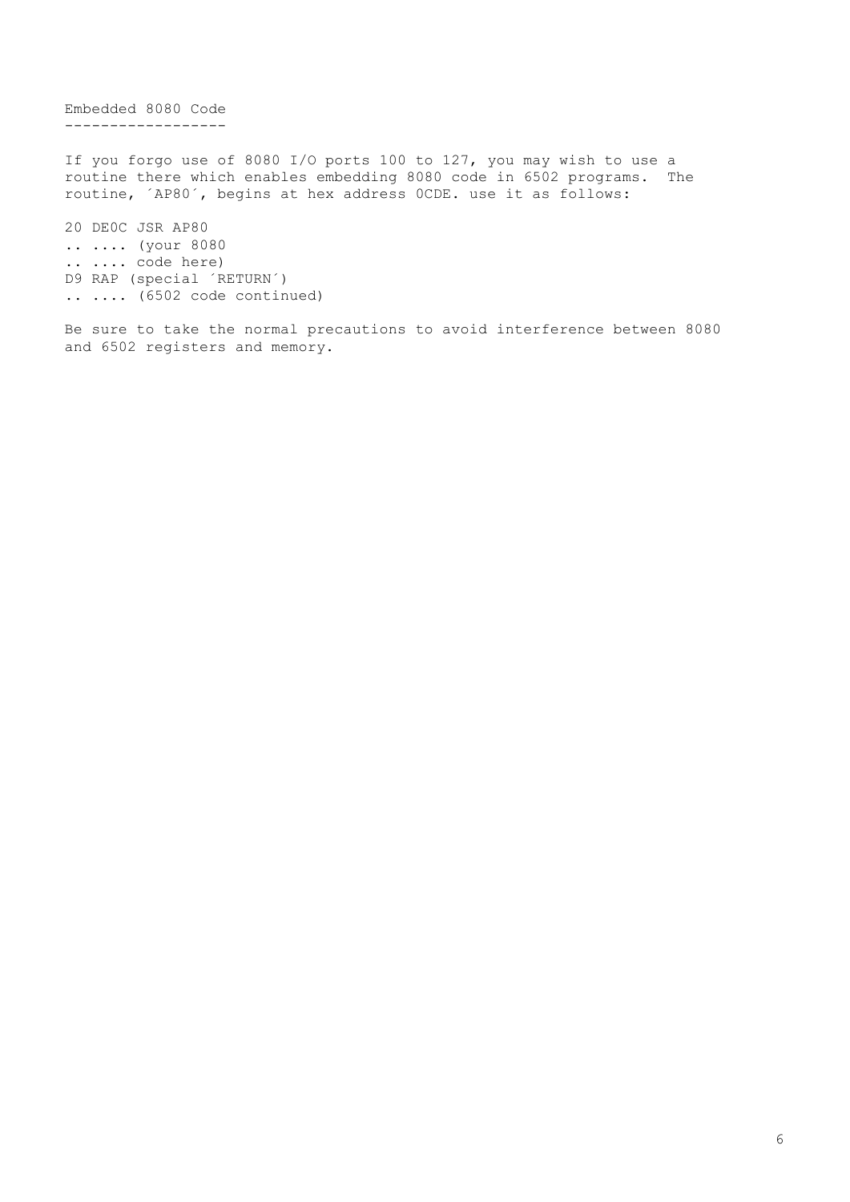## Embedded 8080 Code

If you forgo use of 8080 I/O ports 100 to 127, you may wish to use a routine there which enables embedding 8080 code in 6502 programs. The routine, ´AP80´, begins at hex address 0CDE. use it as follows:

```
20 DE0C JSR AP80
.. .... (your 8080
.. .... code here)
D9 RAP (special ´RETURN´)
.. .... (6502 code continued)
```

Be sure to take the normal precautions to avoid interference between 8080 and 6502 registers and memory.